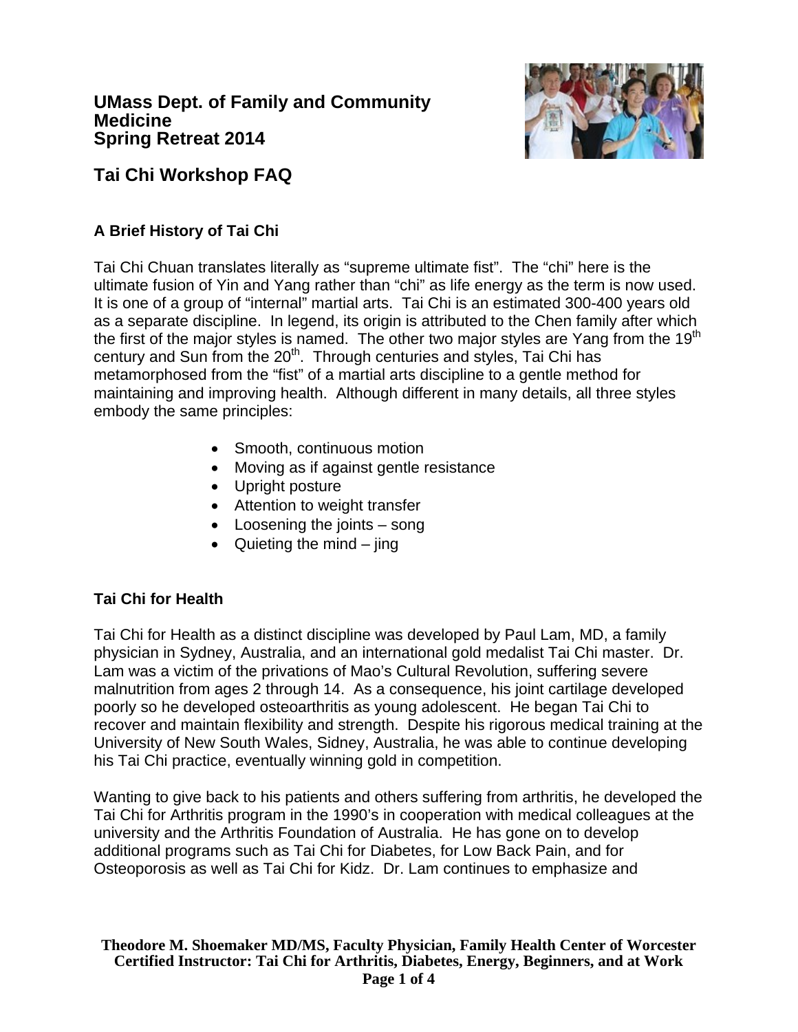# UMass Dept. of Family and Community Medicine
# Spring Retreat 2014

## Tai Chi Workshop FAQ

### A Brief History of Tai Chi

Tai Chi Chuan translates literally as "supreme ultimate fist". The "chi" here is the ultimate fusion of Yin and Yang rather than "chi" as life energy as the term is now used. It is one of a group of "internal" martial arts. Tai Chi is an estimated 300-400 years old as a separate discipline. In legend, its origin is attributed to the Chen family after which the first of the major styles is named. The other two major styles are Yang from the 19th century and Sun from the 20th. Through centuries and styles, Tai Chi has metamorphosed from the "fist" of a martial arts discipline to a gentle method for maintaining and improving health. Although different in many details, all three styles embody the same principles:

- Smooth, continuous motion
- Moving as if against gentle resistance
- Upright posture
- Attention to weight transfer
- Loosening the joints – song
- Quieting the mind – jing

### Tai Chi for Health

Tai Chi for Health as a distinct discipline was developed by Paul Lam, MD, a family physician in Sydney, Australia, and an international gold medalist Tai Chi master. Dr. Lam was a victim of the privations of Mao's Cultural Revolution, suffering severe malnutrition from ages 2 through 14. As a consequence, his joint cartilage developed poorly so he developed osteoarthritis as young adolescent. He began Tai Chi to recover and maintain flexibility and strength. Despite his rigorous medical training at the University of New South Wales, Sidney, Australia, he was able to continue developing his Tai Chi practice, eventually winning gold in competition.

Wanting to give back to his patients and others suffering from arthritis, he developed the Tai Chi for Arthritis program in the 1990's in cooperation with medical colleagues at the university and the Arthritis Foundation of Australia. He has gone on to develop additional programs such as Tai Chi for Diabetes, for Low Back Pain, and for Osteoporosis as well as Tai Chi for Kidz. Dr. Lam continues to emphasize and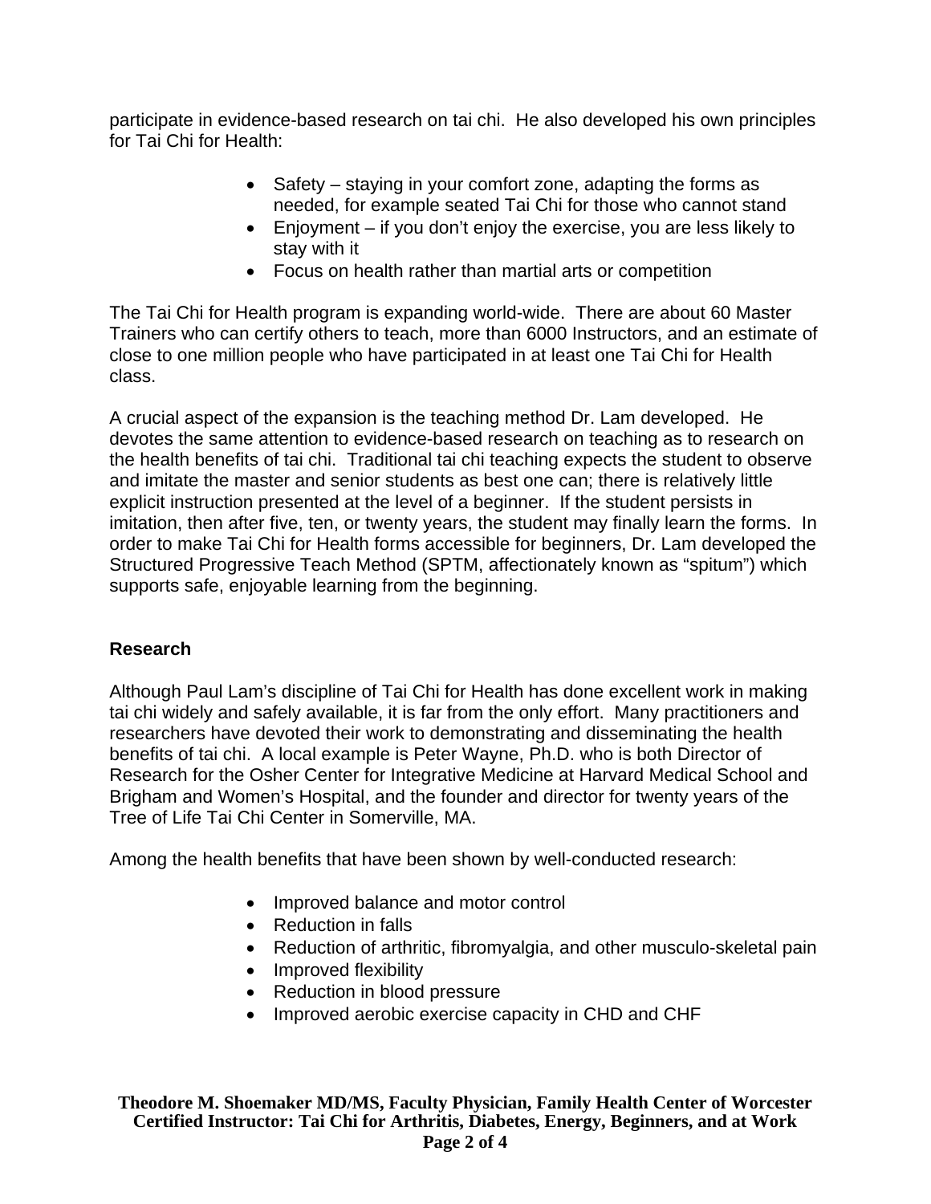participate in evidence-based research on tai chi. He also developed his own principles for Tai Chi for Health:

- Safety – staying in your comfort zone, adapting the forms as needed, for example seated Tai Chi for those who cannot stand
- Enjoyment – if you don't enjoy the exercise, you are less likely to stay with it
- Focus on health rather than martial arts or competition

The Tai Chi for Health program is expanding world-wide. There are about 60 Master Trainers who can certify others to teach, more than 6000 Instructors, and an estimate of close to one million people who have participated in at least one Tai Chi for Health class.

A crucial aspect of the expansion is the teaching method Dr. Lam developed. He devotes the same attention to evidence-based research on teaching as to research on the health benefits of tai chi. Traditional tai chi teaching expects the student to observe and imitate the master and senior students as best one can; there is relatively little explicit instruction presented at the level of a beginner. If the student persists in imitation, then after five, ten, or twenty years, the student may finally learn the forms. In order to make Tai Chi for Health forms accessible for beginners, Dr. Lam developed the Structured Progressive Teach Method (SPTM, affectionately known as "spitum") which supports safe, enjoyable learning from the beginning.

**Research**

Although Paul Lam's discipline of Tai Chi for Health has done excellent work in making tai chi widely and safely available, it is far from the only effort. Many practitioners and researchers have devoted their work to demonstrating and disseminating the health benefits of tai chi. A local example is Peter Wayne, Ph.D. who is both Director of Research for the Osher Center for Integrative Medicine at Harvard Medical School and Brigham and Women's Hospital, and the founder and director for twenty years of the Tree of Life Tai Chi Center in Somerville, MA.

Among the health benefits that have been shown by well-conducted research:

- Improved balance and motor control
- Reduction in falls
- Reduction of arthritic, fibromyalgia, and other musculo-skeletal pain
- Improved flexibility
- Reduction in blood pressure
- Improved aerobic exercise capacity in CHD and CHF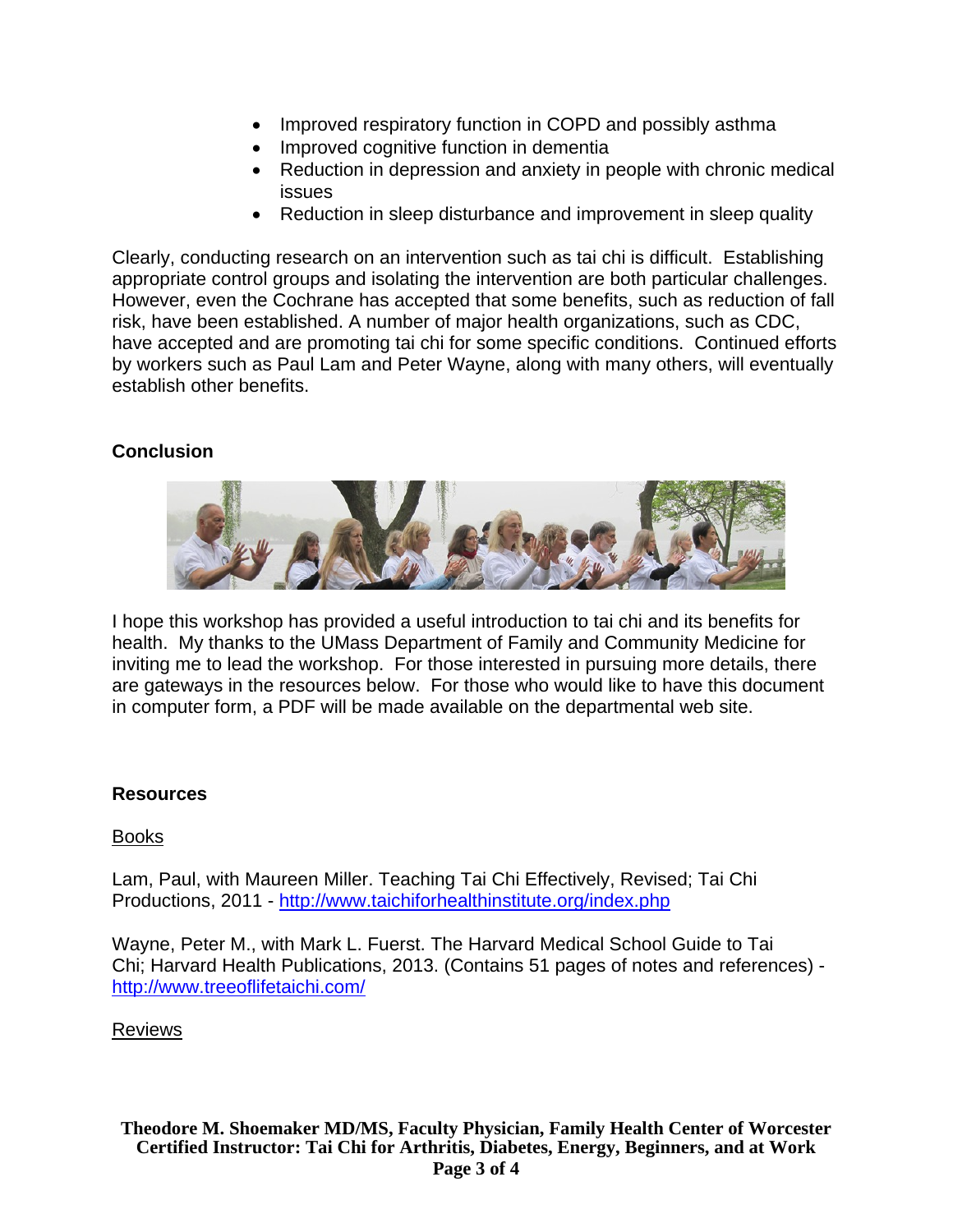- Improved respiratory function in COPD and possibly asthma
- Improved cognitive function in dementia
- Reduction in depression and anxiety in people with chronic medical issues
- Reduction in sleep disturbance and improvement in sleep quality

Clearly, conducting research on an intervention such as tai chi is difficult. Establishing appropriate control groups and isolating the intervention are both particular challenges. However, even the Cochrane has accepted that some benefits, such as reduction of fall risk, have been established. A number of major health organizations, such as CDC, have accepted and are promoting tai chi for some specific conditions. Continued efforts by workers such as Paul Lam and Peter Wayne, along with many others, will eventually establish other benefits.

**Conclusion**

I hope this workshop has provided a useful introduction to tai chi and its benefits for health. My thanks to the UMass Department of Family and Community Medicine for inviting me to lead the workshop. For those interested in pursuing more details, there are gateways in the resources below. For those who would like to have this document in computer form, a PDF will be made available on the departmental web site.

**Resources**

<u>Books</u>

Lam, Paul, with Maureen Miller. Teaching Tai Chi Effectively, Revised; Tai Chi Productions, 2011 - http://www.taichiforhealthinstitute.org/index.php

Wayne, Peter M., with Mark L. Fuerst. The Harvard Medical School Guide to Tai Chi; Harvard Health Publications, 2013. (Contains 51 pages of notes and references) - http://www.treeoflifetaichi.com/

<u>Reviews</u>

**Theodore M. Shoemaker MD/MS, Faculty Physician, Family Health Center of Worcester**
**Certified Instructor: Tai Chi for Arthritis, Diabetes, Energy, Beginners, and at Work**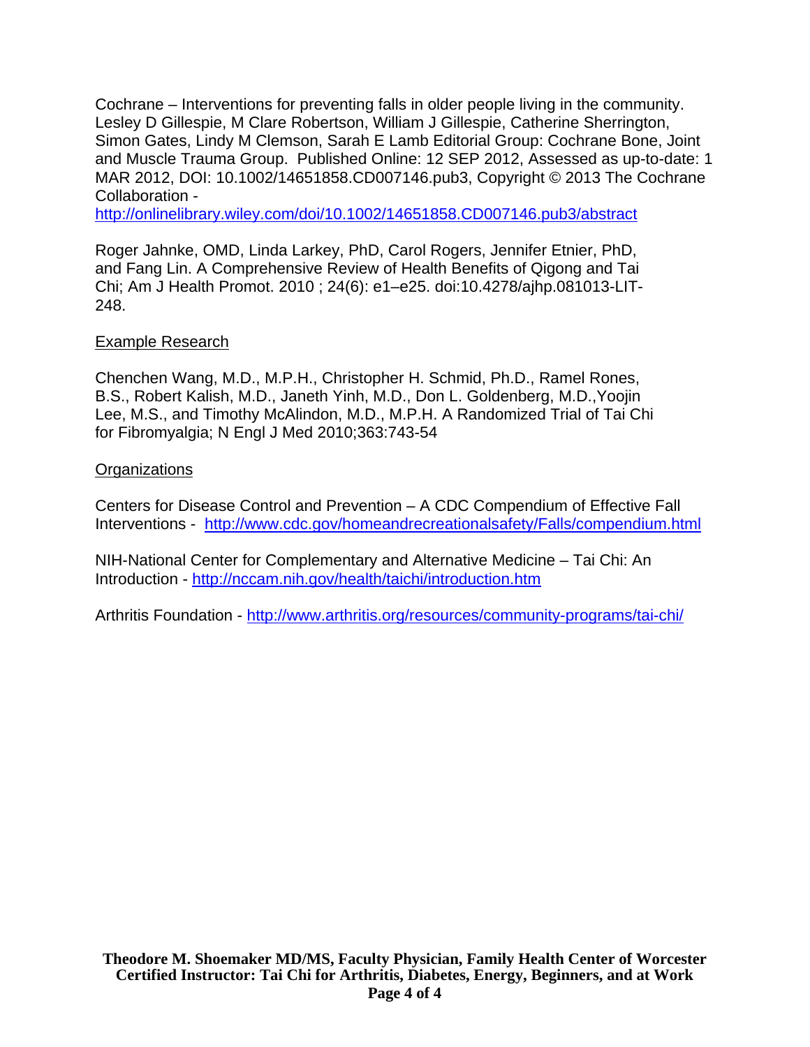Cochrane – Interventions for preventing falls in older people living in the community. Lesley D Gillespie, M Clare Robertson, William J Gillespie, Catherine Sherrington, Simon Gates, Lindy M Clemson, Sarah E Lamb Editorial Group: Cochrane Bone, Joint and Muscle Trauma Group. Published Online: 12 SEP 2012, Assessed as up-to-date: 1 MAR 2012, DOI: 10.1002/14651858.CD007146.pub3, Copyright © 2013 The Cochrane Collaboration - http://onlinelibrary.wiley.com/doi/10.1002/14651858.CD007146.pub3/abstract

Roger Jahnke, OMD, Linda Larkey, PhD, Carol Rogers, Jennifer Etnier, PhD, and Fang Lin. A Comprehensive Review of Health Benefits of Qigong and Tai Chi; Am J Health Promot. 2010 ; 24(6): e1–e25. doi:10.4278/ajhp.081013-LIT-248.

Example Research

Chenchen Wang, M.D., M.P.H., Christopher H. Schmid, Ph.D., Ramel Rones, B.S., Robert Kalish, M.D., Janeth Yinh, M.D., Don L. Goldenberg, M.D.,Yoojin Lee, M.S., and Timothy McAlindon, M.D., M.P.H. A Randomized Trial of Tai Chi for Fibromyalgia; N Engl J Med 2010;363:743-54

Organizations

Centers for Disease Control and Prevention – A CDC Compendium of Effective Fall Interventions - http://www.cdc.gov/homeandrecreationalsafety/Falls/compendium.html

NIH-National Center for Complementary and Alternative Medicine – Tai Chi: An Introduction - http://nccam.nih.gov/health/taichi/introduction.htm

Arthritis Foundation - http://www.arthritis.org/resources/community-programs/tai-chi/